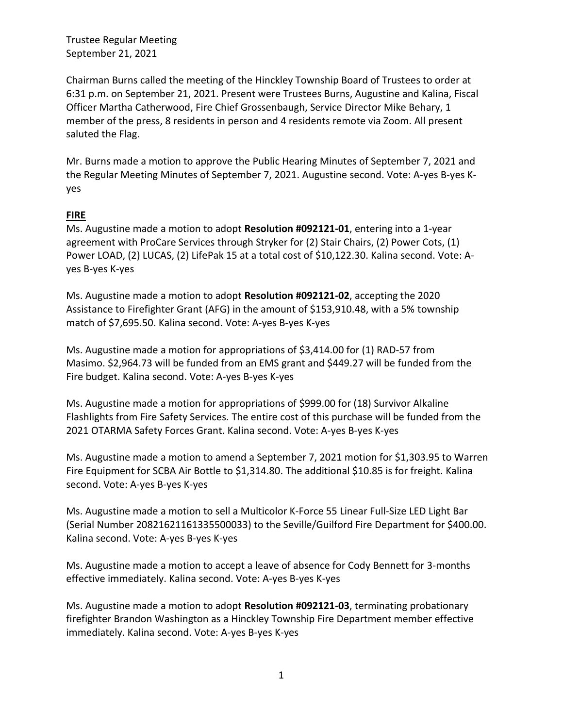Trustee Regular Meeting
September 21, 2021

Chairman Burns called the meeting of the Hinckley Township Board of Trustees to order at 6:31 p.m. on September 21, 2021. Present were Trustees Burns, Augustine and Kalina, Fiscal Officer Martha Catherwood, Fire Chief Grossenbaugh, Service Director Mike Behary, 1 member of the press, 8 residents in person and 4 residents remote via Zoom. All present saluted the Flag.

Mr. Burns made a motion to approve the Public Hearing Minutes of September 7, 2021 and the Regular Meeting Minutes of September 7, 2021. Augustine second. Vote: A-yes B-yes K-yes

## FIRE

Ms. Augustine made a motion to adopt **Resolution #092121-01**, entering into a 1-year agreement with ProCare Services through Stryker for (2) Stair Chairs, (2) Power Cots, (1) Power LOAD, (2) LUCAS, (2) LifePak 15 at a total cost of $10,122.30. Kalina second. Vote: A-yes B-yes K-yes

Ms. Augustine made a motion to adopt **Resolution #092121-02**, accepting the 2020 Assistance to Firefighter Grant (AFG) in the amount of $153,910.48, with a 5% township match of $7,695.50. Kalina second. Vote: A-yes B-yes K-yes

Ms. Augustine made a motion for appropriations of $3,414.00 for (1) RAD-57 from Masimo. $2,964.73 will be funded from an EMS grant and $449.27 will be funded from the Fire budget. Kalina second. Vote: A-yes B-yes K-yes

Ms. Augustine made a motion for appropriations of $999.00 for (18) Survivor Alkaline Flashlights from Fire Safety Services. The entire cost of this purchase will be funded from the 2021 OTARMA Safety Forces Grant. Kalina second. Vote: A-yes B-yes K-yes

Ms. Augustine made a motion to amend a September 7, 2021 motion for $1,303.95 to Warren Fire Equipment for SCBA Air Bottle to $1,314.80. The additional $10.85 is for freight. Kalina second. Vote: A-yes B-yes K-yes

Ms. Augustine made a motion to sell a Multicolor K-Force 55 Linear Full-Size LED Light Bar (Serial Number 20821621161335500033) to the Seville/Guilford Fire Department for $400.00. Kalina second. Vote: A-yes B-yes K-yes

Ms. Augustine made a motion to accept a leave of absence for Cody Bennett for 3-months effective immediately. Kalina second. Vote: A-yes B-yes K-yes

Ms. Augustine made a motion to adopt **Resolution #092121-03**, terminating probationary firefighter Brandon Washington as a Hinckley Township Fire Department member effective immediately. Kalina second. Vote: A-yes B-yes K-yes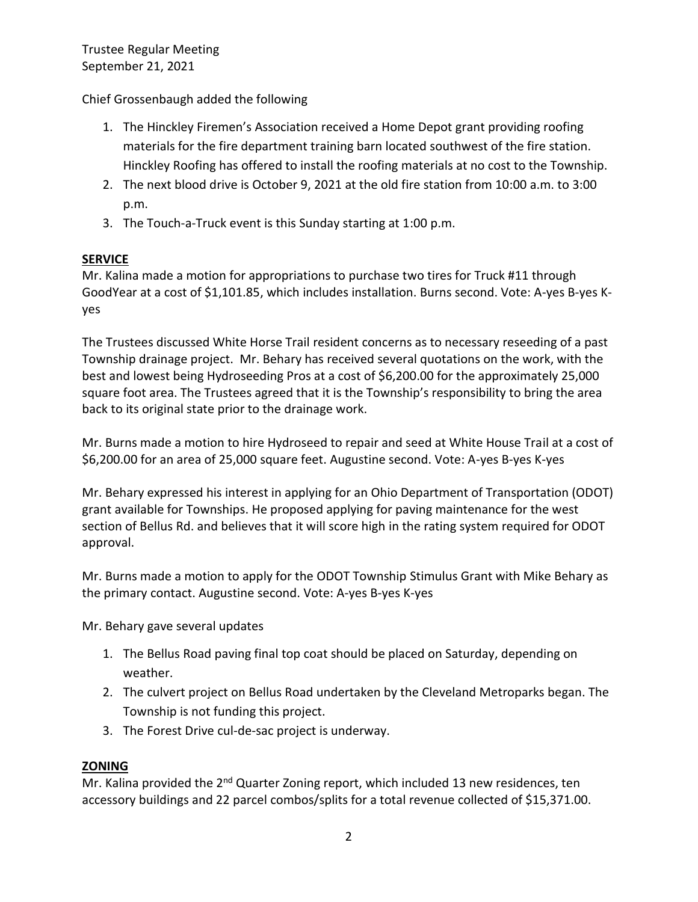Chief Grossenbaugh added the following

1. The Hinckley Firemen's Association received a Home Depot grant providing roofing materials for the fire department training barn located southwest of the fire station. Hinckley Roofing has offered to install the roofing materials at no cost to the Township.
2. The next blood drive is October 9, 2021 at the old fire station from 10:00 a.m. to 3:00 p.m.
3. The Touch-a-Truck event is this Sunday starting at 1:00 p.m.

**SERVICE**

Mr. Kalina made a motion for appropriations to purchase two tires for Truck #11 through GoodYear at a cost of $1,101.85, which includes installation. Burns second. Vote: A-yes B-yes K-yes

The Trustees discussed White Horse Trail resident concerns as to necessary reseeding of a past Township drainage project. Mr. Behary has received several quotations on the work, with the best and lowest being Hydroseeding Pros at a cost of $6,200.00 for the approximately 25,000 square foot area. The Trustees agreed that it is the Township's responsibility to bring the area back to its original state prior to the drainage work.

Mr. Burns made a motion to hire Hydroseed to repair and seed at White House Trail at a cost of $6,200.00 for an area of 25,000 square feet. Augustine second. Vote: A-yes B-yes K-yes

Mr. Behary expressed his interest in applying for an Ohio Department of Transportation (ODOT) grant available for Townships. He proposed applying for paving maintenance for the west section of Bellus Rd. and believes that it will score high in the rating system required for ODOT approval.

Mr. Burns made a motion to apply for the ODOT Township Stimulus Grant with Mike Behary as the primary contact. Augustine second. Vote: A-yes B-yes K-yes

Mr. Behary gave several updates

1. The Bellus Road paving final top coat should be placed on Saturday, depending on weather.
2. The culvert project on Bellus Road undertaken by the Cleveland Metroparks began. The Township is not funding this project.
3. The Forest Drive cul-de-sac project is underway.

**ZONING**

Mr. Kalina provided the 2nd Quarter Zoning report, which included 13 new residences, ten accessory buildings and 22 parcel combos/splits for a total revenue collected of $15,371.00.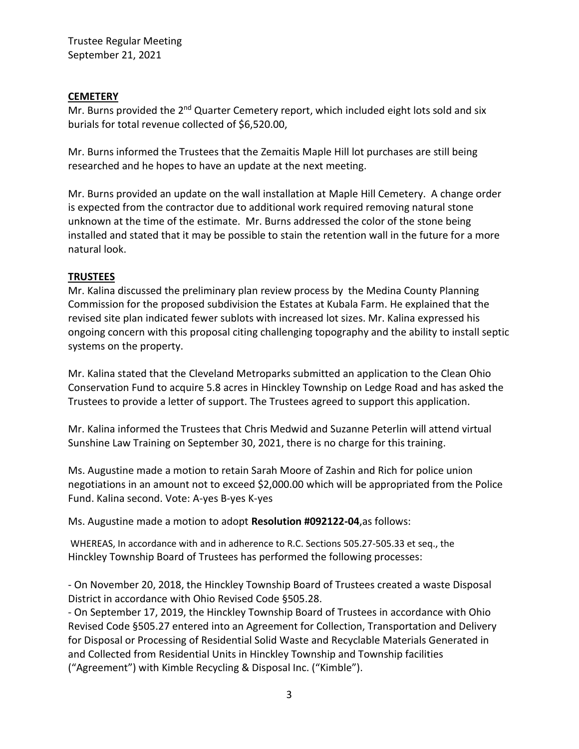**CEMETERY**

Mr. Burns provided the 2nd Quarter Cemetery report, which included eight lots sold and six burials for total revenue collected of $6,520.00,

Mr. Burns informed the Trustees that the Zemaitis Maple Hill lot purchases are still being researched and he hopes to have an update at the next meeting.

Mr. Burns provided an update on the wall installation at Maple Hill Cemetery. A change order is expected from the contractor due to additional work required removing natural stone unknown at the time of the estimate. Mr. Burns addressed the color of the stone being installed and stated that it may be possible to stain the retention wall in the future for a more natural look.

**TRUSTEES**

Mr. Kalina discussed the preliminary plan review process by the Medina County Planning Commission for the proposed subdivision the Estates at Kubala Farm. He explained that the revised site plan indicated fewer sublots with increased lot sizes. Mr. Kalina expressed his ongoing concern with this proposal citing challenging topography and the ability to install septic systems on the property.

Mr. Kalina stated that the Cleveland Metroparks submitted an application to the Clean Ohio Conservation Fund to acquire 5.8 acres in Hinckley Township on Ledge Road and has asked the Trustees to provide a letter of support. The Trustees agreed to support this application.

Mr. Kalina informed the Trustees that Chris Medwid and Suzanne Peterlin will attend virtual Sunshine Law Training on September 30, 2021, there is no charge for this training.

Ms. Augustine made a motion to retain Sarah Moore of Zashin and Rich for police union negotiations in an amount not to exceed $2,000.00 which will be appropriated from the Police Fund. Kalina second. Vote: A-yes B-yes K-yes

Ms. Augustine made a motion to adopt **Resolution #092122-04**,as follows:

WHEREAS, In accordance with and in adherence to R.C. Sections 505.27-505.33 et seq., the Hinckley Township Board of Trustees has performed the following processes:

- On November 20, 2018, the Hinckley Township Board of Trustees created a waste Disposal District in accordance with Ohio Revised Code §505.28.
- On September 17, 2019, the Hinckley Township Board of Trustees in accordance with Ohio Revised Code §505.27 entered into an Agreement for Collection, Transportation and Delivery for Disposal or Processing of Residential Solid Waste and Recyclable Materials Generated in and Collected from Residential Units in Hinckley Township and Township facilities ("Agreement") with Kimble Recycling & Disposal Inc. ("Kimble").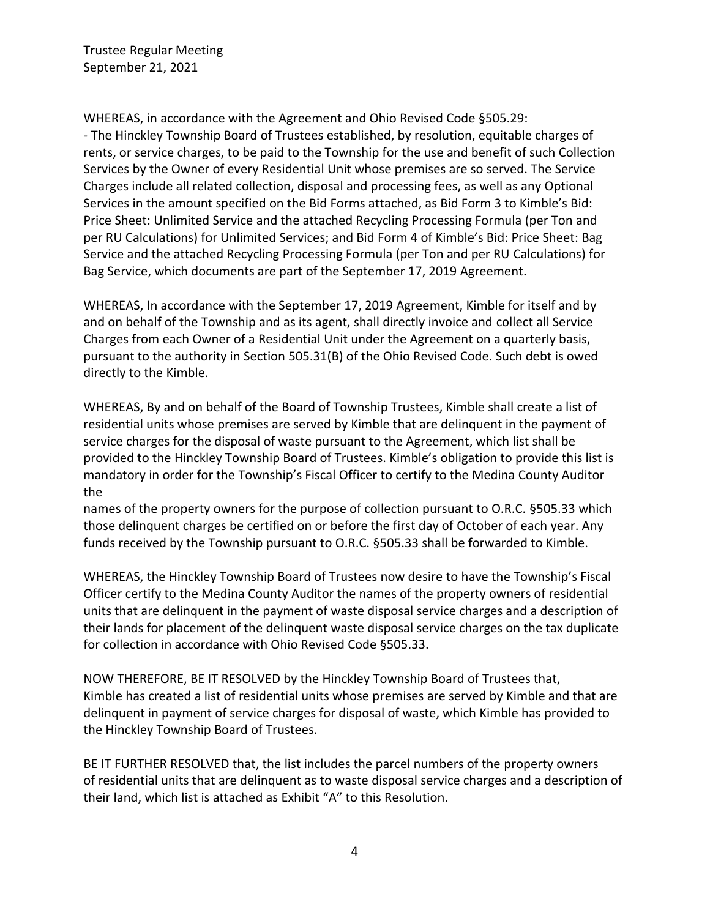WHEREAS, in accordance with the Agreement and Ohio Revised Code §505.29:
- The Hinckley Township Board of Trustees established, by resolution, equitable charges of rents, or service charges, to be paid to the Township for the use and benefit of such Collection Services by the Owner of every Residential Unit whose premises are so served. The Service Charges include all related collection, disposal and processing fees, as well as any Optional Services in the amount specified on the Bid Forms attached, as Bid Form 3 to Kimble's Bid: Price Sheet: Unlimited Service and the attached Recycling Processing Formula (per Ton and per RU Calculations) for Unlimited Services; and Bid Form 4 of Kimble's Bid: Price Sheet: Bag Service and the attached Recycling Processing Formula (per Ton and per RU Calculations) for Bag Service, which documents are part of the September 17, 2019 Agreement.

WHEREAS, In accordance with the September 17, 2019 Agreement, Kimble for itself and by and on behalf of the Township and as its agent, shall directly invoice and collect all Service Charges from each Owner of a Residential Unit under the Agreement on a quarterly basis, pursuant to the authority in Section 505.31(B) of the Ohio Revised Code. Such debt is owed directly to the Kimble.

WHEREAS, By and on behalf of the Board of Township Trustees, Kimble shall create a list of residential units whose premises are served by Kimble that are delinquent in the payment of service charges for the disposal of waste pursuant to the Agreement, which list shall be provided to the Hinckley Township Board of Trustees. Kimble's obligation to provide this list is mandatory in order for the Township's Fiscal Officer to certify to the Medina County Auditor the
names of the property owners for the purpose of collection pursuant to O.R.C. §505.33 which those delinquent charges be certified on or before the first day of October of each year. Any funds received by the Township pursuant to O.R.C. §505.33 shall be forwarded to Kimble.

WHEREAS, the Hinckley Township Board of Trustees now desire to have the Township's Fiscal Officer certify to the Medina County Auditor the names of the property owners of residential units that are delinquent in the payment of waste disposal service charges and a description of their lands for placement of the delinquent waste disposal service charges on the tax duplicate for collection in accordance with Ohio Revised Code §505.33.

NOW THEREFORE, BE IT RESOLVED by the Hinckley Township Board of Trustees that, Kimble has created a list of residential units whose premises are served by Kimble and that are delinquent in payment of service charges for disposal of waste, which Kimble has provided to the Hinckley Township Board of Trustees.

BE IT FURTHER RESOLVED that, the list includes the parcel numbers of the property owners of residential units that are delinquent as to waste disposal service charges and a description of their land, which list is attached as Exhibit "A" to this Resolution.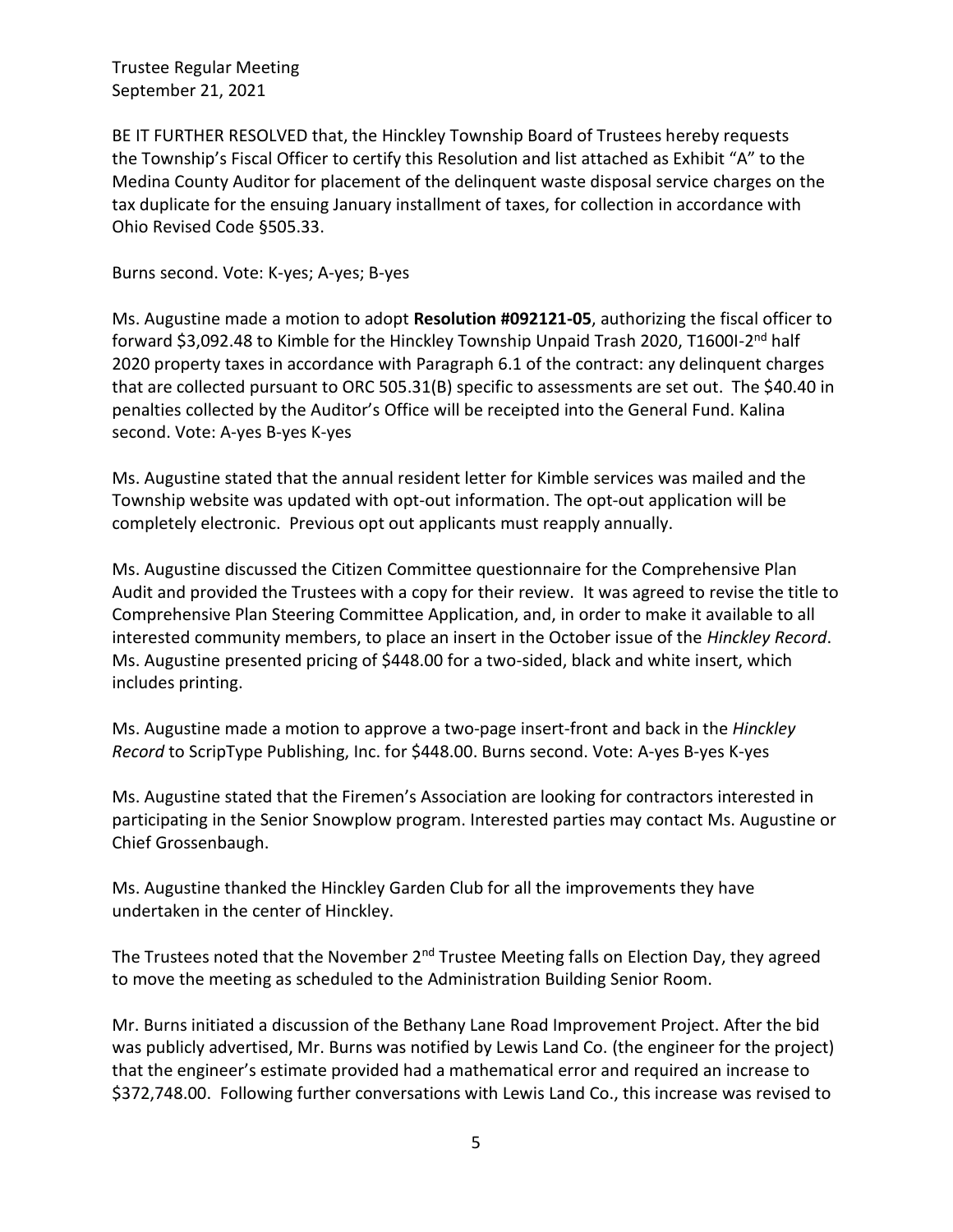BE IT FURTHER RESOLVED that, the Hinckley Township Board of Trustees hereby requests the Township's Fiscal Officer to certify this Resolution and list attached as Exhibit "A" to the Medina County Auditor for placement of the delinquent waste disposal service charges on the tax duplicate for the ensuing January installment of taxes, for collection in accordance with Ohio Revised Code §505.33.

Burns second. Vote: K-yes; A-yes; B-yes

Ms. Augustine made a motion to adopt **Resolution #092121-05**, authorizing the fiscal officer to forward $3,092.48 to Kimble for the Hinckley Township Unpaid Trash 2020, T1600I-2nd half 2020 property taxes in accordance with Paragraph 6.1 of the contract: any delinquent charges that are collected pursuant to ORC 505.31(B) specific to assessments are set out. The $40.40 in penalties collected by the Auditor's Office will be receipted into the General Fund. Kalina second. Vote: A-yes B-yes K-yes

Ms. Augustine stated that the annual resident letter for Kimble services was mailed and the Township website was updated with opt-out information. The opt-out application will be completely electronic. Previous opt out applicants must reapply annually.

Ms. Augustine discussed the Citizen Committee questionnaire for the Comprehensive Plan Audit and provided the Trustees with a copy for their review. It was agreed to revise the title to Comprehensive Plan Steering Committee Application, and, in order to make it available to all interested community members, to place an insert in the October issue of the *Hinckley Record*. Ms. Augustine presented pricing of $448.00 for a two-sided, black and white insert, which includes printing.

Ms. Augustine made a motion to approve a two-page insert-front and back in the *Hinckley Record* to ScripType Publishing, Inc. for $448.00. Burns second. Vote: A-yes B-yes K-yes

Ms. Augustine stated that the Firemen's Association are looking for contractors interested in participating in the Senior Snowplow program. Interested parties may contact Ms. Augustine or Chief Grossenbaugh.

Ms. Augustine thanked the Hinckley Garden Club for all the improvements they have undertaken in the center of Hinckley.

The Trustees noted that the November 2nd Trustee Meeting falls on Election Day, they agreed to move the meeting as scheduled to the Administration Building Senior Room.

Mr. Burns initiated a discussion of the Bethany Lane Road Improvement Project. After the bid was publicly advertised, Mr. Burns was notified by Lewis Land Co. (the engineer for the project) that the engineer's estimate provided had a mathematical error and required an increase to $372,748.00. Following further conversations with Lewis Land Co., this increase was revised to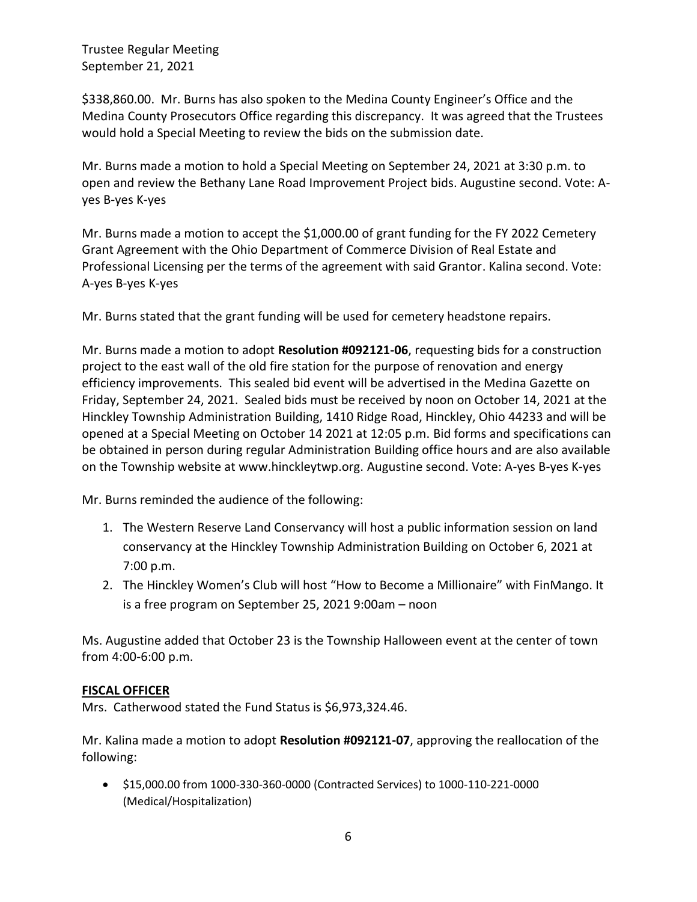$338,860.00. Mr. Burns has also spoken to the Medina County Engineer's Office and the Medina County Prosecutors Office regarding this discrepancy. It was agreed that the Trustees would hold a Special Meeting to review the bids on the submission date.

Mr. Burns made a motion to hold a Special Meeting on September 24, 2021 at 3:30 p.m. to open and review the Bethany Lane Road Improvement Project bids. Augustine second. Vote: A-yes B-yes K-yes

Mr. Burns made a motion to accept the $1,000.00 of grant funding for the FY 2022 Cemetery Grant Agreement with the Ohio Department of Commerce Division of Real Estate and Professional Licensing per the terms of the agreement with said Grantor. Kalina second. Vote: A-yes B-yes K-yes

Mr. Burns stated that the grant funding will be used for cemetery headstone repairs.

Mr. Burns made a motion to adopt **Resolution #092121-06**, requesting bids for a construction project to the east wall of the old fire station for the purpose of renovation and energy efficiency improvements. This sealed bid event will be advertised in the Medina Gazette on Friday, September 24, 2021. Sealed bids must be received by noon on October 14, 2021 at the Hinckley Township Administration Building, 1410 Ridge Road, Hinckley, Ohio 44233 and will be opened at a Special Meeting on October 14 2021 at 12:05 p.m. Bid forms and specifications can be obtained in person during regular Administration Building office hours and are also available on the Township website at www.hinckleytwp.org. Augustine second. Vote: A-yes B-yes K-yes

Mr. Burns reminded the audience of the following:

1. The Western Reserve Land Conservancy will host a public information session on land conservancy at the Hinckley Township Administration Building on October 6, 2021 at 7:00 p.m.
2. The Hinckley Women's Club will host "How to Become a Millionaire" with FinMango. It is a free program on September 25, 2021 9:00am – noon

Ms. Augustine added that October 23 is the Township Halloween event at the center of town from 4:00-6:00 p.m.

## FISCAL OFFICER

Mrs. Catherwood stated the Fund Status is $6,973,324.46.

Mr. Kalina made a motion to adopt **Resolution #092121-07**, approving the reallocation of the following:

- $15,000.00 from 1000-330-360-0000 (Contracted Services) to 1000-110-221-0000 (Medical/Hospitalization)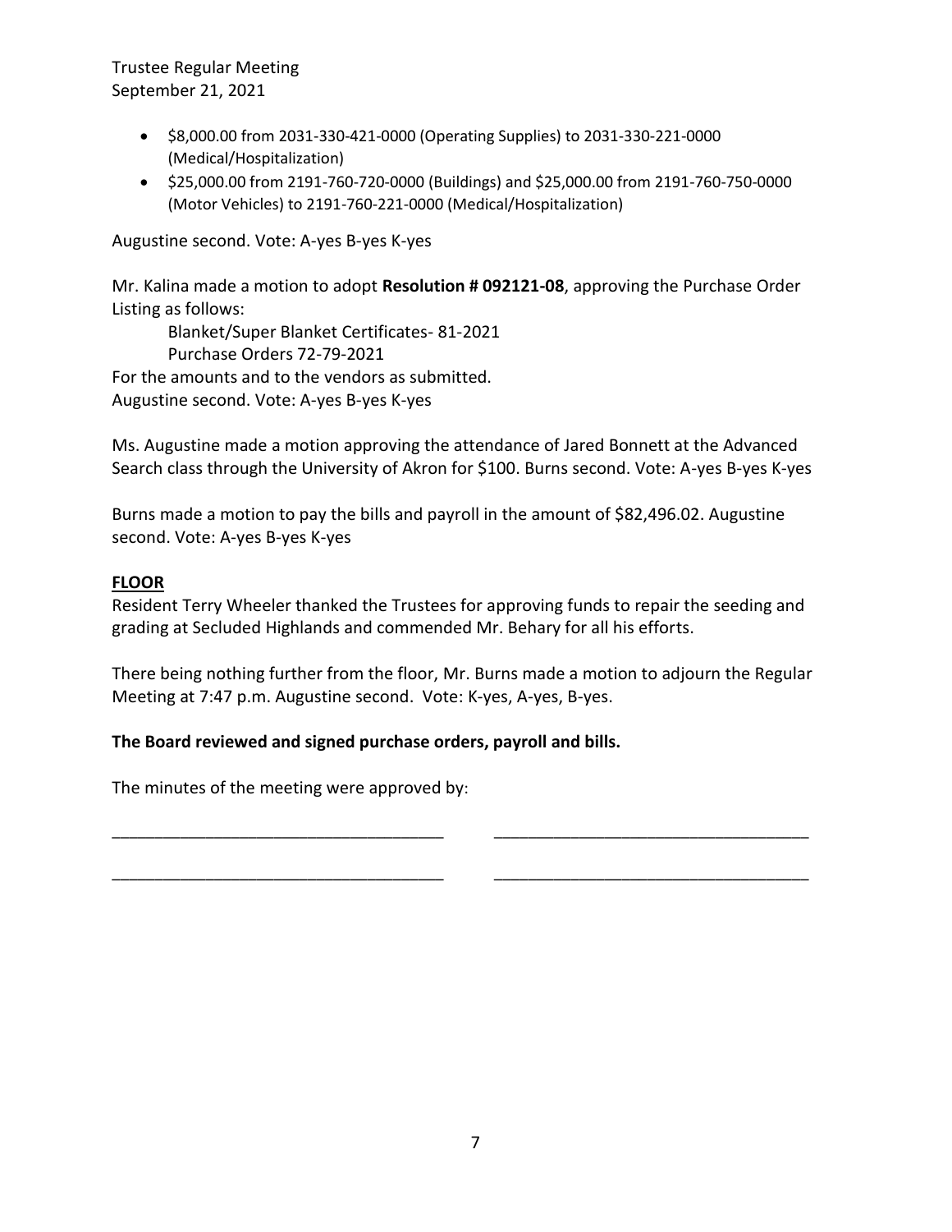- $8,000.00 from 2031-330-421-0000 (Operating Supplies) to 2031-330-221-0000 (Medical/Hospitalization)
- $25,000.00 from 2191-760-720-0000 (Buildings) and $25,000.00 from 2191-760-750-0000 (Motor Vehicles) to 2191-760-221-0000 (Medical/Hospitalization)

Augustine second. Vote: A-yes B-yes K-yes

Mr. Kalina made a motion to adopt **Resolution # 092121-08**, approving the Purchase Order Listing as follows:

Blanket/Super Blanket Certificates- 81-2021
Purchase Orders 72-79-2021

For the amounts and to the vendors as submitted.
Augustine second. Vote: A-yes B-yes K-yes

Ms. Augustine made a motion approving the attendance of Jared Bonnett at the Advanced Search class through the University of Akron for $100. Burns second. Vote: A-yes B-yes K-yes

Burns made a motion to pay the bills and payroll in the amount of $82,496.02. Augustine second. Vote: A-yes B-yes K-yes

**FLOOR**

Resident Terry Wheeler thanked the Trustees for approving funds to repair the seeding and grading at Secluded Highlands and commended Mr. Behary for all his efforts.

There being nothing further from the floor, Mr. Burns made a motion to adjourn the Regular Meeting at 7:47 p.m. Augustine second. Vote: K-yes, A-yes, B-yes.

**The Board reviewed and signed purchase orders, payroll and bills.**

The minutes of the meeting were approved by:

\_\_\_\_\_\_\_\_\_\_\_\_\_\_\_\_\_\_\_\_\_\_\_\_\_\_\_\_\_\_\_\_\_\_\_ \_\_\_\_\_\_\_\_\_\_\_\_\_\_\_\_\_\_\_\_\_\_\_\_\_\_\_\_\_\_\_\_\_\_\_

\_\_\_\_\_\_\_\_\_\_\_\_\_\_\_\_\_\_\_\_\_\_\_\_\_\_\_\_\_\_\_\_\_\_\_ \_\_\_\_\_\_\_\_\_\_\_\_\_\_\_\_\_\_\_\_\_\_\_\_\_\_\_\_\_\_\_\_\_\_\_